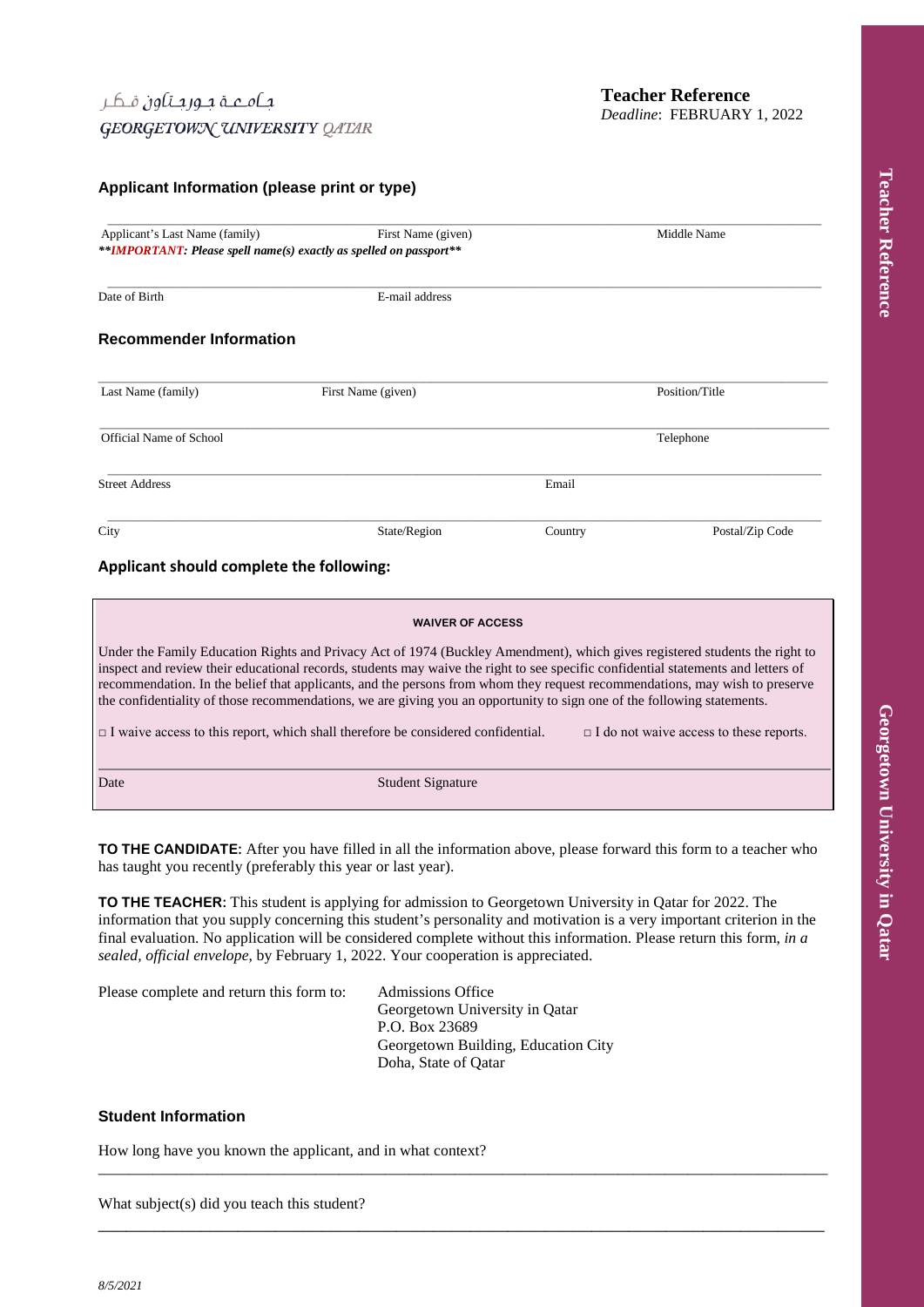جامعة جورجتاون قطر
GEORGETOWN UNIVERSITY QATAR

**Teacher Reference**
*Deadline*: FEBRUARY 1, 2022

## Applicant Information (please print or type)

_______________________________________________________________________________

Applicant's Last Name (family) First Name (given) Middle Name

***IMPORTANT: Please spell name(s) exactly as spelled on passport***

_______________________________________________________________________________

Date of Birth E-mail address

## Recommender Information

_______________________________________________________________________________

Last Name (family) First Name (given) Position/Title

_______________________________________________________________________________

Official Name of School Telephone

_______________________________________________________________________________

Street Address Email

_______________________________________________________________________________

City State/Region Country Postal/Zip Code

## Applicant should complete the following:

**WAIVER OF ACCESS**

Under the Family Education Rights and Privacy Act of 1974 (Buckley Amendment), which gives registered students the right to inspect and review their educational records, students may waive the right to see specific confidential statements and letters of recommendation. In the belief that applicants, and the persons from whom they request recommendations, may wish to preserve the confidentiality of those recommendations, we are giving you an opportunity to sign one of the following statements.

□ I waive access to this report, which shall therefore be considered confidential. □ I do not waive access to these reports.

_______________________________________________________________________________

Date Student Signature

**TO THE CANDIDATE:** After you have filled in all the information above, please forward this form to a teacher who has taught you recently (preferably this year or last year).

**TO THE TEACHER:** This student is applying for admission to Georgetown University in Qatar for 2022. The information that you supply concerning this student's personality and motivation is a very important criterion in the final evaluation. No application will be considered complete without this information. Please return this form, *in a sealed, official envelope*, by February 1, 2022. Your cooperation is appreciated.

Please complete and return this form to:

Admissions Office
Georgetown University in Qatar
P.O. Box 23689
Georgetown Building, Education City
Doha, State of Qatar

## Student Information

How long have you known the applicant, and in what context?

_______________________________________________________________________________

What subject(s) did you teach this student?

_______________________________________________________________________________

*8/5/2021*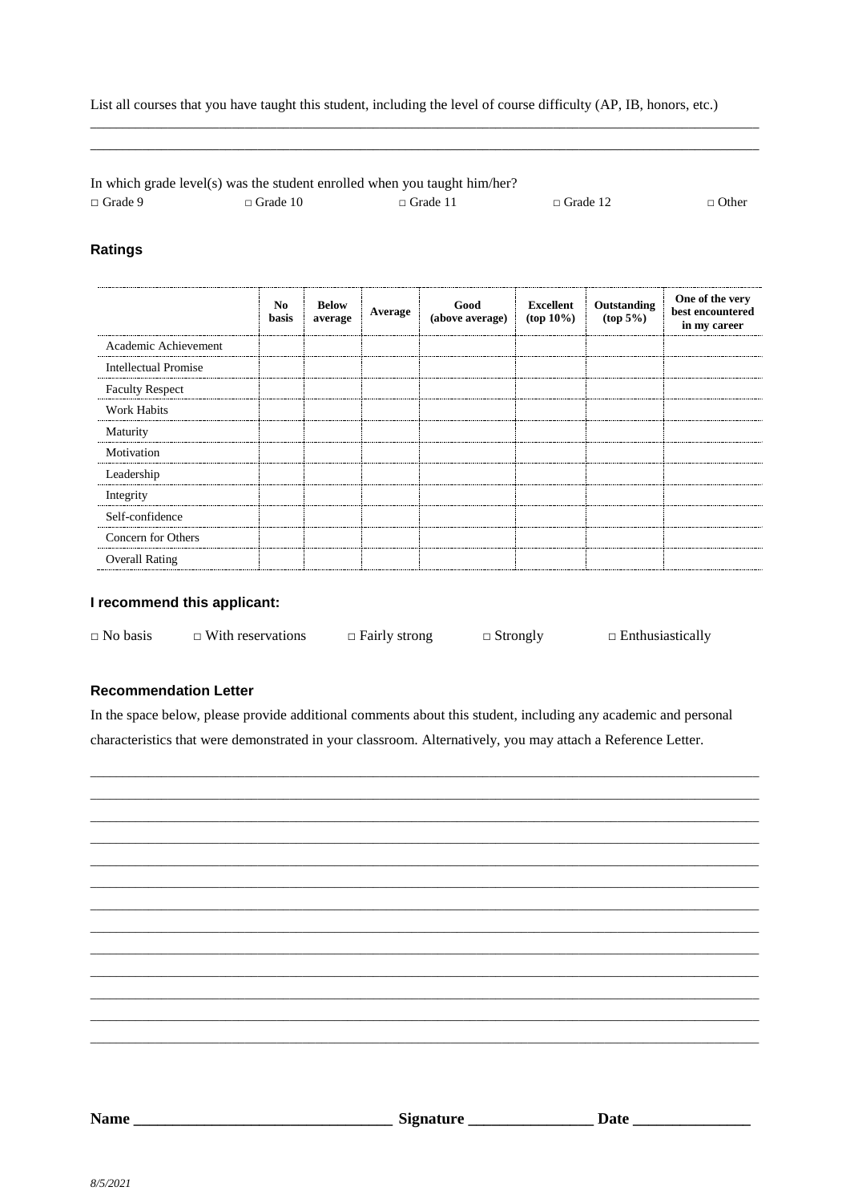List all courses that you have taught this student, including the level of course difficulty (AP, IB, honors, etc.)

___________________________________________________________________________________________

___________________________________________________________________________________________

In which grade level(s) was the student enrolled when you taught him/her?

□ Grade 9 □ Grade 10 □ Grade 11 □ Grade 12 □ Other

### Ratings

| | No basis | Below average | Average | Good (above average) | Excellent (top 10%) | Outstanding (top 5%) | One of the very best encountered in my career |
|---|---|---|---|---|---|---|---|
| Academic Achievement | | | | | | | |
| Intellectual Promise | | | | | | | |
| Faculty Respect | | | | | | | |
| Work Habits | | | | | | | |
| Maturity | | | | | | | |
| Motivation | | | | | | | |
| Leadership | | | | | | | |
| Integrity | | | | | | | |
| Self-confidence | | | | | | | |
| Concern for Others | | | | | | | |
| Overall Rating | | | | | | | |

### I recommend this applicant:

□ No basis □ With reservations □ Fairly strong □ Strongly □ Enthusiastically

### Recommendation Letter

In the space below, please provide additional comments about this student, including any academic and personal characteristics that were demonstrated in your classroom. Alternatively, you may attach a Reference Letter.

___________________________________________________________________________________________

___________________________________________________________________________________________

___________________________________________________________________________________________

___________________________________________________________________________________________

___________________________________________________________________________________________

___________________________________________________________________________________________

___________________________________________________________________________________________

___________________________________________________________________________________________

___________________________________________________________________________________________

___________________________________________________________________________________________

___________________________________________________________________________________________

___________________________________________________________________________________________

___________________________________________________________________________________________

**Name** ________________________________ **Signature** ________________ **Date** _______________

*8/5/2021*